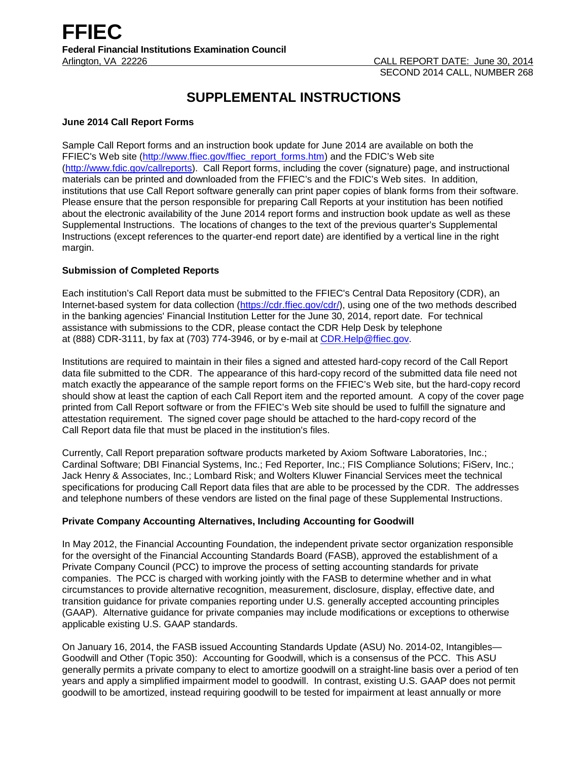# FFIEC

**Federal Financial Institutions Examination Council**

Arlington, VA 22226

CALL REPORT DATE: June 30, 2014
SECOND 2014 CALL, NUMBER 268

## SUPPLEMENTAL INSTRUCTIONS

### June 2014 Call Report Forms

Sample Call Report forms and an instruction book update for June 2014 are available on both the FFIEC's Web site (http://www.ffiec.gov/ffiec_report_forms.htm) and the FDIC's Web site (http://www.fdic.gov/callreports). Call Report forms, including the cover (signature) page, and instructional materials can be printed and downloaded from the FFIEC's and the FDIC's Web sites. In addition, institutions that use Call Report software generally can print paper copies of blank forms from their software. Please ensure that the person responsible for preparing Call Reports at your institution has been notified about the electronic availability of the June 2014 report forms and instruction book update as well as these Supplemental Instructions. The locations of changes to the text of the previous quarter's Supplemental Instructions (except references to the quarter-end report date) are identified by a vertical line in the right margin.

### Submission of Completed Reports

Each institution's Call Report data must be submitted to the FFIEC's Central Data Repository (CDR), an Internet-based system for data collection (https://cdr.ffiec.gov/cdr/), using one of the two methods described in the banking agencies' Financial Institution Letter for the June 30, 2014, report date. For technical assistance with submissions to the CDR, please contact the CDR Help Desk by telephone at (888) CDR-3111, by fax at (703) 774-3946, or by e-mail at CDR.Help@ffiec.gov.

Institutions are required to maintain in their files a signed and attested hard-copy record of the Call Report data file submitted to the CDR. The appearance of this hard-copy record of the submitted data file need not match exactly the appearance of the sample report forms on the FFIEC's Web site, but the hard-copy record should show at least the caption of each Call Report item and the reported amount. A copy of the cover page printed from Call Report software or from the FFIEC's Web site should be used to fulfill the signature and attestation requirement. The signed cover page should be attached to the hard-copy record of the Call Report data file that must be placed in the institution's files.

Currently, Call Report preparation software products marketed by Axiom Software Laboratories, Inc.; Cardinal Software; DBI Financial Systems, Inc.; Fed Reporter, Inc.; FIS Compliance Solutions; FiServ, Inc.; Jack Henry & Associates, Inc.; Lombard Risk; and Wolters Kluwer Financial Services meet the technical specifications for producing Call Report data files that are able to be processed by the CDR. The addresses and telephone numbers of these vendors are listed on the final page of these Supplemental Instructions.

### Private Company Accounting Alternatives, Including Accounting for Goodwill

In May 2012, the Financial Accounting Foundation, the independent private sector organization responsible for the oversight of the Financial Accounting Standards Board (FASB), approved the establishment of a Private Company Council (PCC) to improve the process of setting accounting standards for private companies. The PCC is charged with working jointly with the FASB to determine whether and in what circumstances to provide alternative recognition, measurement, disclosure, display, effective date, and transition guidance for private companies reporting under U.S. generally accepted accounting principles (GAAP). Alternative guidance for private companies may include modifications or exceptions to otherwise applicable existing U.S. GAAP standards.

On January 16, 2014, the FASB issued Accounting Standards Update (ASU) No. 2014-02, Intangibles—Goodwill and Other (Topic 350): Accounting for Goodwill, which is a consensus of the PCC. This ASU generally permits a private company to elect to amortize goodwill on a straight-line basis over a period of ten years and apply a simplified impairment model to goodwill. In contrast, existing U.S. GAAP does not permit goodwill to be amortized, instead requiring goodwill to be tested for impairment at least annually or more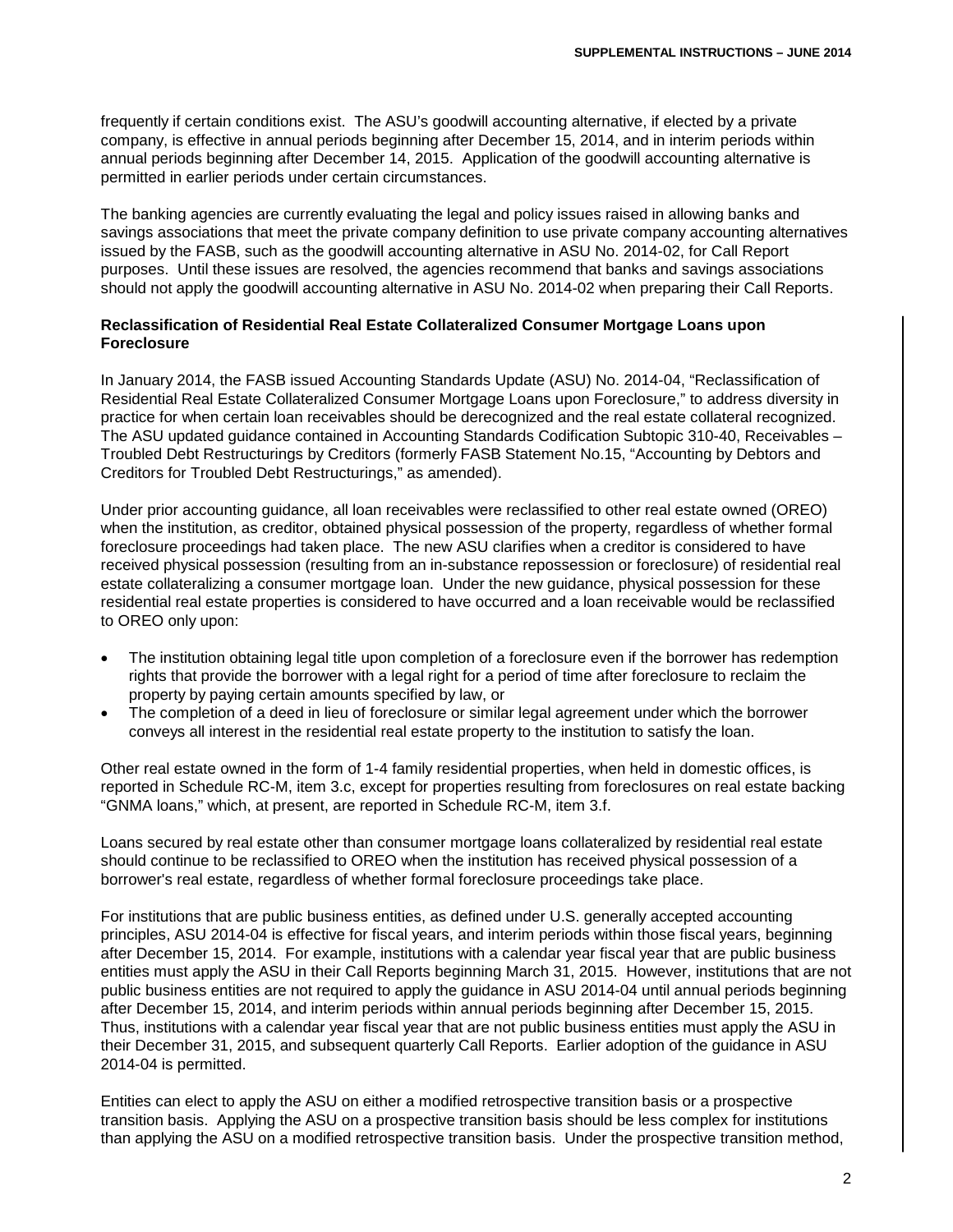frequently if certain conditions exist. The ASU's goodwill accounting alternative, if elected by a private company, is effective in annual periods beginning after December 15, 2014, and in interim periods within annual periods beginning after December 14, 2015. Application of the goodwill accounting alternative is permitted in earlier periods under certain circumstances.

The banking agencies are currently evaluating the legal and policy issues raised in allowing banks and savings associations that meet the private company definition to use private company accounting alternatives issued by the FASB, such as the goodwill accounting alternative in ASU No. 2014-02, for Call Report purposes. Until these issues are resolved, the agencies recommend that banks and savings associations should not apply the goodwill accounting alternative in ASU No. 2014-02 when preparing their Call Reports.

**Reclassification of Residential Real Estate Collateralized Consumer Mortgage Loans upon Foreclosure**

In January 2014, the FASB issued Accounting Standards Update (ASU) No. 2014-04, "Reclassification of Residential Real Estate Collateralized Consumer Mortgage Loans upon Foreclosure," to address diversity in practice for when certain loan receivables should be derecognized and the real estate collateral recognized. The ASU updated guidance contained in Accounting Standards Codification Subtopic 310-40, Receivables – Troubled Debt Restructurings by Creditors (formerly FASB Statement No.15, "Accounting by Debtors and Creditors for Troubled Debt Restructurings," as amended).

Under prior accounting guidance, all loan receivables were reclassified to other real estate owned (OREO) when the institution, as creditor, obtained physical possession of the property, regardless of whether formal foreclosure proceedings had taken place. The new ASU clarifies when a creditor is considered to have received physical possession (resulting from an in-substance repossession or foreclosure) of residential real estate collateralizing a consumer mortgage loan. Under the new guidance, physical possession for these residential real estate properties is considered to have occurred and a loan receivable would be reclassified to OREO only upon:

- The institution obtaining legal title upon completion of a foreclosure even if the borrower has redemption rights that provide the borrower with a legal right for a period of time after foreclosure to reclaim the property by paying certain amounts specified by law, or
- The completion of a deed in lieu of foreclosure or similar legal agreement under which the borrower conveys all interest in the residential real estate property to the institution to satisfy the loan.

Other real estate owned in the form of 1-4 family residential properties, when held in domestic offices, is reported in Schedule RC-M, item 3.c, except for properties resulting from foreclosures on real estate backing "GNMA loans," which, at present, are reported in Schedule RC-M, item 3.f.

Loans secured by real estate other than consumer mortgage loans collateralized by residential real estate should continue to be reclassified to OREO when the institution has received physical possession of a borrower's real estate, regardless of whether formal foreclosure proceedings take place.

For institutions that are public business entities, as defined under U.S. generally accepted accounting principles, ASU 2014-04 is effective for fiscal years, and interim periods within those fiscal years, beginning after December 15, 2014. For example, institutions with a calendar year fiscal year that are public business entities must apply the ASU in their Call Reports beginning March 31, 2015. However, institutions that are not public business entities are not required to apply the guidance in ASU 2014-04 until annual periods beginning after December 15, 2014, and interim periods within annual periods beginning after December 15, 2015. Thus, institutions with a calendar year fiscal year that are not public business entities must apply the ASU in their December 31, 2015, and subsequent quarterly Call Reports. Earlier adoption of the guidance in ASU 2014-04 is permitted.

Entities can elect to apply the ASU on either a modified retrospective transition basis or a prospective transition basis. Applying the ASU on a prospective transition basis should be less complex for institutions than applying the ASU on a modified retrospective transition basis. Under the prospective transition method,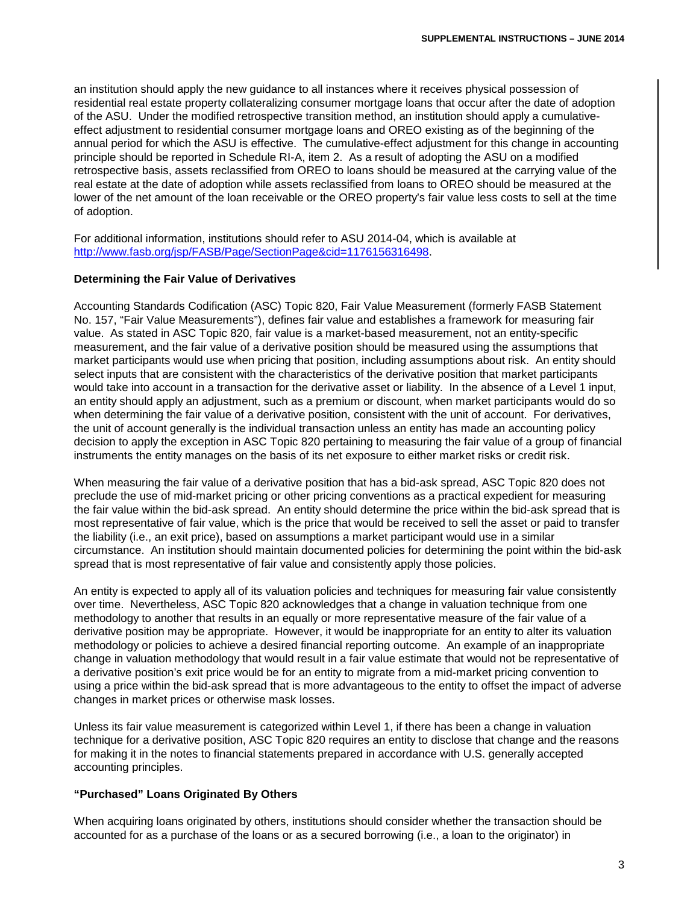an institution should apply the new guidance to all instances where it receives physical possession of residential real estate property collateralizing consumer mortgage loans that occur after the date of adoption of the ASU. Under the modified retrospective transition method, an institution should apply a cumulative-effect adjustment to residential consumer mortgage loans and OREO existing as of the beginning of the annual period for which the ASU is effective. The cumulative-effect adjustment for this change in accounting principle should be reported in Schedule RI-A, item 2. As a result of adopting the ASU on a modified retrospective basis, assets reclassified from OREO to loans should be measured at the carrying value of the real estate at the date of adoption while assets reclassified from loans to OREO should be measured at the lower of the net amount of the loan receivable or the OREO property's fair value less costs to sell at the time of adoption.

For additional information, institutions should refer to ASU 2014-04, which is available at [http://www.fasb.org/jsp/FASB/Page/SectionPage&cid=1176156316498](http://www.fasb.org/jsp/FASB/Page/SectionPage&cid=1176156316498).

### Determining the Fair Value of Derivatives

Accounting Standards Codification (ASC) Topic 820, Fair Value Measurement (formerly FASB Statement No. 157, "Fair Value Measurements"), defines fair value and establishes a framework for measuring fair value. As stated in ASC Topic 820, fair value is a market-based measurement, not an entity-specific measurement, and the fair value of a derivative position should be measured using the assumptions that market participants would use when pricing that position, including assumptions about risk. An entity should select inputs that are consistent with the characteristics of the derivative position that market participants would take into account in a transaction for the derivative asset or liability. In the absence of a Level 1 input, an entity should apply an adjustment, such as a premium or discount, when market participants would do so when determining the fair value of a derivative position, consistent with the unit of account. For derivatives, the unit of account generally is the individual transaction unless an entity has made an accounting policy decision to apply the exception in ASC Topic 820 pertaining to measuring the fair value of a group of financial instruments the entity manages on the basis of its net exposure to either market risks or credit risk.

When measuring the fair value of a derivative position that has a bid-ask spread, ASC Topic 820 does not preclude the use of mid-market pricing or other pricing conventions as a practical expedient for measuring the fair value within the bid-ask spread. An entity should determine the price within the bid-ask spread that is most representative of fair value, which is the price that would be received to sell the asset or paid to transfer the liability (i.e., an exit price), based on assumptions a market participant would use in a similar circumstance. An institution should maintain documented policies for determining the point within the bid-ask spread that is most representative of fair value and consistently apply those policies.

An entity is expected to apply all of its valuation policies and techniques for measuring fair value consistently over time. Nevertheless, ASC Topic 820 acknowledges that a change in valuation technique from one methodology to another that results in an equally or more representative measure of the fair value of a derivative position may be appropriate. However, it would be inappropriate for an entity to alter its valuation methodology or policies to achieve a desired financial reporting outcome. An example of an inappropriate change in valuation methodology that would result in a fair value estimate that would not be representative of a derivative position's exit price would be for an entity to migrate from a mid-market pricing convention to using a price within the bid-ask spread that is more advantageous to the entity to offset the impact of adverse changes in market prices or otherwise mask losses.

Unless its fair value measurement is categorized within Level 1, if there has been a change in valuation technique for a derivative position, ASC Topic 820 requires an entity to disclose that change and the reasons for making it in the notes to financial statements prepared in accordance with U.S. generally accepted accounting principles.

### "Purchased" Loans Originated By Others

When acquiring loans originated by others, institutions should consider whether the transaction should be accounted for as a purchase of the loans or as a secured borrowing (i.e., a loan to the originator) in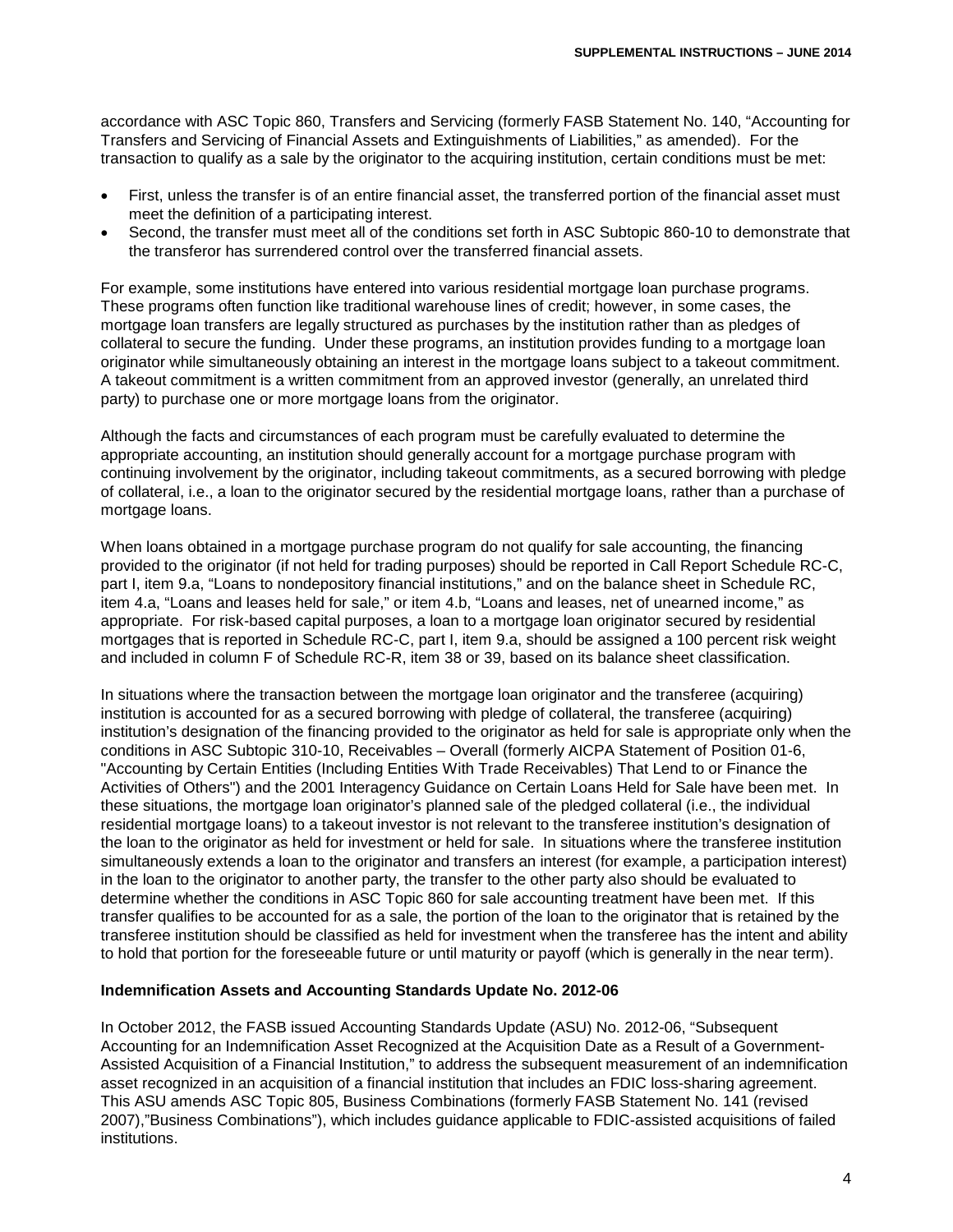accordance with ASC Topic 860, Transfers and Servicing (formerly FASB Statement No. 140, "Accounting for Transfers and Servicing of Financial Assets and Extinguishments of Liabilities," as amended). For the transaction to qualify as a sale by the originator to the acquiring institution, certain conditions must be met:

- First, unless the transfer is of an entire financial asset, the transferred portion of the financial asset must meet the definition of a participating interest.
- Second, the transfer must meet all of the conditions set forth in ASC Subtopic 860-10 to demonstrate that the transferor has surrendered control over the transferred financial assets.

For example, some institutions have entered into various residential mortgage loan purchase programs. These programs often function like traditional warehouse lines of credit; however, in some cases, the mortgage loan transfers are legally structured as purchases by the institution rather than as pledges of collateral to secure the funding. Under these programs, an institution provides funding to a mortgage loan originator while simultaneously obtaining an interest in the mortgage loans subject to a takeout commitment. A takeout commitment is a written commitment from an approved investor (generally, an unrelated third party) to purchase one or more mortgage loans from the originator.

Although the facts and circumstances of each program must be carefully evaluated to determine the appropriate accounting, an institution should generally account for a mortgage purchase program with continuing involvement by the originator, including takeout commitments, as a secured borrowing with pledge of collateral, i.e., a loan to the originator secured by the residential mortgage loans, rather than a purchase of mortgage loans.

When loans obtained in a mortgage purchase program do not qualify for sale accounting, the financing provided to the originator (if not held for trading purposes) should be reported in Call Report Schedule RC-C, part I, item 9.a, "Loans to nondepository financial institutions," and on the balance sheet in Schedule RC, item 4.a, "Loans and leases held for sale," or item 4.b, "Loans and leases, net of unearned income," as appropriate. For risk-based capital purposes, a loan to a mortgage loan originator secured by residential mortgages that is reported in Schedule RC-C, part I, item 9.a, should be assigned a 100 percent risk weight and included in column F of Schedule RC-R, item 38 or 39, based on its balance sheet classification.

In situations where the transaction between the mortgage loan originator and the transferee (acquiring) institution is accounted for as a secured borrowing with pledge of collateral, the transferee (acquiring) institution's designation of the financing provided to the originator as held for sale is appropriate only when the conditions in ASC Subtopic 310-10, Receivables – Overall (formerly AICPA Statement of Position 01-6, "Accounting by Certain Entities (Including Entities With Trade Receivables) That Lend to or Finance the Activities of Others") and the 2001 Interagency Guidance on Certain Loans Held for Sale have been met. In these situations, the mortgage loan originator's planned sale of the pledged collateral (i.e., the individual residential mortgage loans) to a takeout investor is not relevant to the transferee institution's designation of the loan to the originator as held for investment or held for sale. In situations where the transferee institution simultaneously extends a loan to the originator and transfers an interest (for example, a participation interest) in the loan to the originator to another party, the transfer to the other party also should be evaluated to determine whether the conditions in ASC Topic 860 for sale accounting treatment have been met. If this transfer qualifies to be accounted for as a sale, the portion of the loan to the originator that is retained by the transferee institution should be classified as held for investment when the transferee has the intent and ability to hold that portion for the foreseeable future or until maturity or payoff (which is generally in the near term).

**Indemnification Assets and Accounting Standards Update No. 2012-06**

In October 2012, the FASB issued Accounting Standards Update (ASU) No. 2012-06, "Subsequent Accounting for an Indemnification Asset Recognized at the Acquisition Date as a Result of a Government-Assisted Acquisition of a Financial Institution," to address the subsequent measurement of an indemnification asset recognized in an acquisition of a financial institution that includes an FDIC loss-sharing agreement. This ASU amends ASC Topic 805, Business Combinations (formerly FASB Statement No. 141 (revised 2007),"Business Combinations"), which includes guidance applicable to FDIC-assisted acquisitions of failed institutions.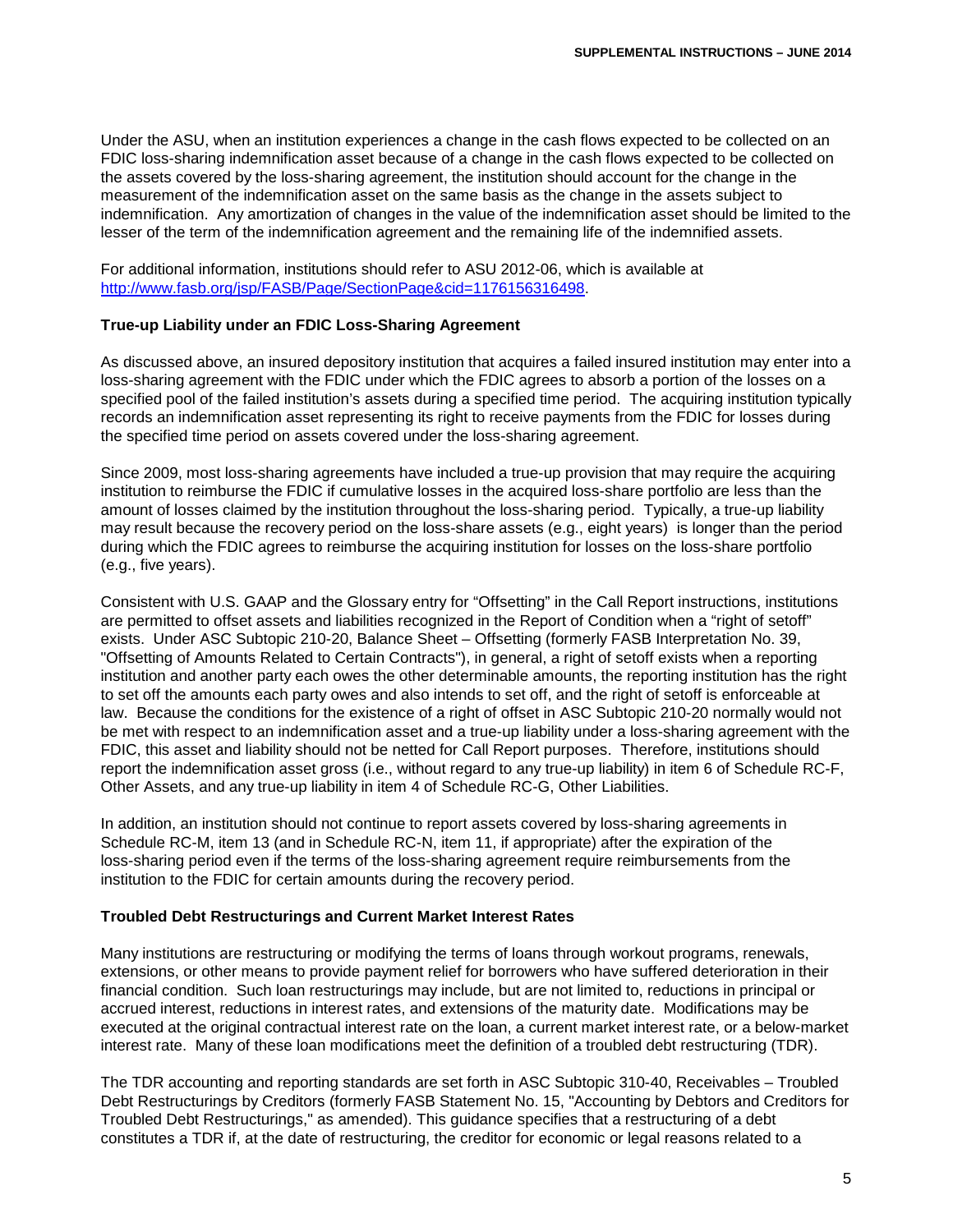Under the ASU, when an institution experiences a change in the cash flows expected to be collected on an FDIC loss-sharing indemnification asset because of a change in the cash flows expected to be collected on the assets covered by the loss-sharing agreement, the institution should account for the change in the measurement of the indemnification asset on the same basis as the change in the assets subject to indemnification. Any amortization of changes in the value of the indemnification asset should be limited to the lesser of the term of the indemnification agreement and the remaining life of the indemnified assets.

For additional information, institutions should refer to ASU 2012-06, which is available at [http://www.fasb.org/jsp/FASB/Page/SectionPage&cid=1176156316498](http://www.fasb.org/jsp/FASB/Page/SectionPage&cid=1176156316498).

**True-up Liability under an FDIC Loss-Sharing Agreement**

As discussed above, an insured depository institution that acquires a failed insured institution may enter into a loss-sharing agreement with the FDIC under which the FDIC agrees to absorb a portion of the losses on a specified pool of the failed institution's assets during a specified time period. The acquiring institution typically records an indemnification asset representing its right to receive payments from the FDIC for losses during the specified time period on assets covered under the loss-sharing agreement.

Since 2009, most loss-sharing agreements have included a true-up provision that may require the acquiring institution to reimburse the FDIC if cumulative losses in the acquired loss-share portfolio are less than the amount of losses claimed by the institution throughout the loss-sharing period. Typically, a true-up liability may result because the recovery period on the loss-share assets (e.g., eight years) is longer than the period during which the FDIC agrees to reimburse the acquiring institution for losses on the loss-share portfolio (e.g., five years).

Consistent with U.S. GAAP and the Glossary entry for "Offsetting" in the Call Report instructions, institutions are permitted to offset assets and liabilities recognized in the Report of Condition when a "right of setoff" exists. Under ASC Subtopic 210-20, Balance Sheet – Offsetting (formerly FASB Interpretation No. 39, "Offsetting of Amounts Related to Certain Contracts"), in general, a right of setoff exists when a reporting institution and another party each owes the other determinable amounts, the reporting institution has the right to set off the amounts each party owes and also intends to set off, and the right of setoff is enforceable at law. Because the conditions for the existence of a right of offset in ASC Subtopic 210-20 normally would not be met with respect to an indemnification asset and a true-up liability under a loss-sharing agreement with the FDIC, this asset and liability should not be netted for Call Report purposes. Therefore, institutions should report the indemnification asset gross (i.e., without regard to any true-up liability) in item 6 of Schedule RC-F, Other Assets, and any true-up liability in item 4 of Schedule RC-G, Other Liabilities.

In addition, an institution should not continue to report assets covered by loss-sharing agreements in Schedule RC-M, item 13 (and in Schedule RC-N, item 11, if appropriate) after the expiration of the loss-sharing period even if the terms of the loss-sharing agreement require reimbursements from the institution to the FDIC for certain amounts during the recovery period.

**Troubled Debt Restructurings and Current Market Interest Rates**

Many institutions are restructuring or modifying the terms of loans through workout programs, renewals, extensions, or other means to provide payment relief for borrowers who have suffered deterioration in their financial condition. Such loan restructurings may include, but are not limited to, reductions in principal or accrued interest, reductions in interest rates, and extensions of the maturity date. Modifications may be executed at the original contractual interest rate on the loan, a current market interest rate, or a below-market interest rate. Many of these loan modifications meet the definition of a troubled debt restructuring (TDR).

The TDR accounting and reporting standards are set forth in ASC Subtopic 310-40, Receivables – Troubled Debt Restructurings by Creditors (formerly FASB Statement No. 15, "Accounting by Debtors and Creditors for Troubled Debt Restructurings," as amended). This guidance specifies that a restructuring of a debt constitutes a TDR if, at the date of restructuring, the creditor for economic or legal reasons related to a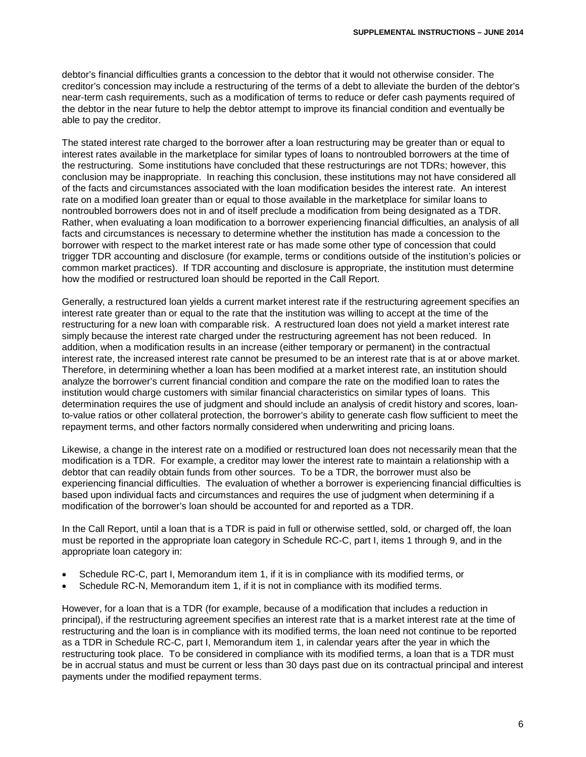debtor's financial difficulties grants a concession to the debtor that it would not otherwise consider. The creditor's concession may include a restructuring of the terms of a debt to alleviate the burden of the debtor's near-term cash requirements, such as a modification of terms to reduce or defer cash payments required of the debtor in the near future to help the debtor attempt to improve its financial condition and eventually be able to pay the creditor.

The stated interest rate charged to the borrower after a loan restructuring may be greater than or equal to interest rates available in the marketplace for similar types of loans to nontroubled borrowers at the time of the restructuring. Some institutions have concluded that these restructurings are not TDRs; however, this conclusion may be inappropriate. In reaching this conclusion, these institutions may not have considered all of the facts and circumstances associated with the loan modification besides the interest rate. An interest rate on a modified loan greater than or equal to those available in the marketplace for similar loans to nontroubled borrowers does not in and of itself preclude a modification from being designated as a TDR. Rather, when evaluating a loan modification to a borrower experiencing financial difficulties, an analysis of all facts and circumstances is necessary to determine whether the institution has made a concession to the borrower with respect to the market interest rate or has made some other type of concession that could trigger TDR accounting and disclosure (for example, terms or conditions outside of the institution's policies or common market practices). If TDR accounting and disclosure is appropriate, the institution must determine how the modified or restructured loan should be reported in the Call Report.

Generally, a restructured loan yields a current market interest rate if the restructuring agreement specifies an interest rate greater than or equal to the rate that the institution was willing to accept at the time of the restructuring for a new loan with comparable risk. A restructured loan does not yield a market interest rate simply because the interest rate charged under the restructuring agreement has not been reduced. In addition, when a modification results in an increase (either temporary or permanent) in the contractual interest rate, the increased interest rate cannot be presumed to be an interest rate that is at or above market. Therefore, in determining whether a loan has been modified at a market interest rate, an institution should analyze the borrower's current financial condition and compare the rate on the modified loan to rates the institution would charge customers with similar financial characteristics on similar types of loans. This determination requires the use of judgment and should include an analysis of credit history and scores, loan-to-value ratios or other collateral protection, the borrower's ability to generate cash flow sufficient to meet the repayment terms, and other factors normally considered when underwriting and pricing loans.

Likewise, a change in the interest rate on a modified or restructured loan does not necessarily mean that the modification is a TDR. For example, a creditor may lower the interest rate to maintain a relationship with a debtor that can readily obtain funds from other sources. To be a TDR, the borrower must also be experiencing financial difficulties. The evaluation of whether a borrower is experiencing financial difficulties is based upon individual facts and circumstances and requires the use of judgment when determining if a modification of the borrower's loan should be accounted for and reported as a TDR.

In the Call Report, until a loan that is a TDR is paid in full or otherwise settled, sold, or charged off, the loan must be reported in the appropriate loan category in Schedule RC-C, part I, items 1 through 9, and in the appropriate loan category in:

- Schedule RC-C, part I, Memorandum item 1, if it is in compliance with its modified terms, or
- Schedule RC-N, Memorandum item 1, if it is not in compliance with its modified terms.

However, for a loan that is a TDR (for example, because of a modification that includes a reduction in principal), if the restructuring agreement specifies an interest rate that is a market interest rate at the time of restructuring and the loan is in compliance with its modified terms, the loan need not continue to be reported as a TDR in Schedule RC-C, part I, Memorandum item 1, in calendar years after the year in which the restructuring took place. To be considered in compliance with its modified terms, a loan that is a TDR must be in accrual status and must be current or less than 30 days past due on its contractual principal and interest payments under the modified repayment terms.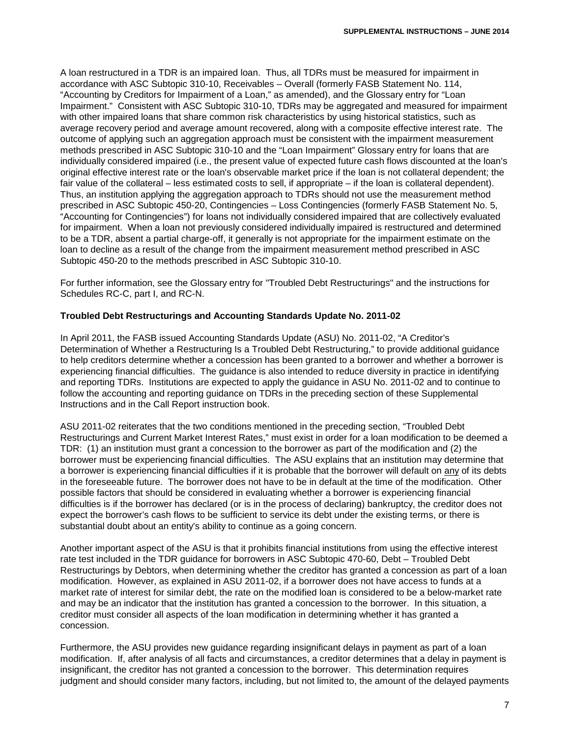A loan restructured in a TDR is an impaired loan. Thus, all TDRs must be measured for impairment in accordance with ASC Subtopic 310-10, Receivables – Overall (formerly FASB Statement No. 114, "Accounting by Creditors for Impairment of a Loan," as amended), and the Glossary entry for "Loan Impairment." Consistent with ASC Subtopic 310-10, TDRs may be aggregated and measured for impairment with other impaired loans that share common risk characteristics by using historical statistics, such as average recovery period and average amount recovered, along with a composite effective interest rate. The outcome of applying such an aggregation approach must be consistent with the impairment measurement methods prescribed in ASC Subtopic 310-10 and the "Loan Impairment" Glossary entry for loans that are individually considered impaired (i.e., the present value of expected future cash flows discounted at the loan's original effective interest rate or the loan's observable market price if the loan is not collateral dependent; the fair value of the collateral – less estimated costs to sell, if appropriate – if the loan is collateral dependent). Thus, an institution applying the aggregation approach to TDRs should not use the measurement method prescribed in ASC Subtopic 450-20, Contingencies – Loss Contingencies (formerly FASB Statement No. 5, "Accounting for Contingencies") for loans not individually considered impaired that are collectively evaluated for impairment. When a loan not previously considered individually impaired is restructured and determined to be a TDR, absent a partial charge-off, it generally is not appropriate for the impairment estimate on the loan to decline as a result of the change from the impairment measurement method prescribed in ASC Subtopic 450-20 to the methods prescribed in ASC Subtopic 310-10.

For further information, see the Glossary entry for "Troubled Debt Restructurings" and the instructions for Schedules RC-C, part I, and RC-N.

**Troubled Debt Restructurings and Accounting Standards Update No. 2011-02**

In April 2011, the FASB issued Accounting Standards Update (ASU) No. 2011-02, "A Creditor's Determination of Whether a Restructuring Is a Troubled Debt Restructuring," to provide additional guidance to help creditors determine whether a concession has been granted to a borrower and whether a borrower is experiencing financial difficulties. The guidance is also intended to reduce diversity in practice in identifying and reporting TDRs. Institutions are expected to apply the guidance in ASU No. 2011-02 and to continue to follow the accounting and reporting guidance on TDRs in the preceding section of these Supplemental Instructions and in the Call Report instruction book.

ASU 2011-02 reiterates that the two conditions mentioned in the preceding section, "Troubled Debt Restructurings and Current Market Interest Rates," must exist in order for a loan modification to be deemed a TDR: (1) an institution must grant a concession to the borrower as part of the modification and (2) the borrower must be experiencing financial difficulties. The ASU explains that an institution may determine that a borrower is experiencing financial difficulties if it is probable that the borrower will default on <u>any</u> of its debts in the foreseeable future. The borrower does not have to be in default at the time of the modification. Other possible factors that should be considered in evaluating whether a borrower is experiencing financial difficulties is if the borrower has declared (or is in the process of declaring) bankruptcy, the creditor does not expect the borrower's cash flows to be sufficient to service its debt under the existing terms, or there is substantial doubt about an entity's ability to continue as a going concern.

Another important aspect of the ASU is that it prohibits financial institutions from using the effective interest rate test included in the TDR guidance for borrowers in ASC Subtopic 470-60, Debt – Troubled Debt Restructurings by Debtors, when determining whether the creditor has granted a concession as part of a loan modification. However, as explained in ASU 2011-02, if a borrower does not have access to funds at a market rate of interest for similar debt, the rate on the modified loan is considered to be a below-market rate and may be an indicator that the institution has granted a concession to the borrower. In this situation, a creditor must consider all aspects of the loan modification in determining whether it has granted a concession.

Furthermore, the ASU provides new guidance regarding insignificant delays in payment as part of a loan modification. If, after analysis of all facts and circumstances, a creditor determines that a delay in payment is insignificant, the creditor has not granted a concession to the borrower. This determination requires judgment and should consider many factors, including, but not limited to, the amount of the delayed payments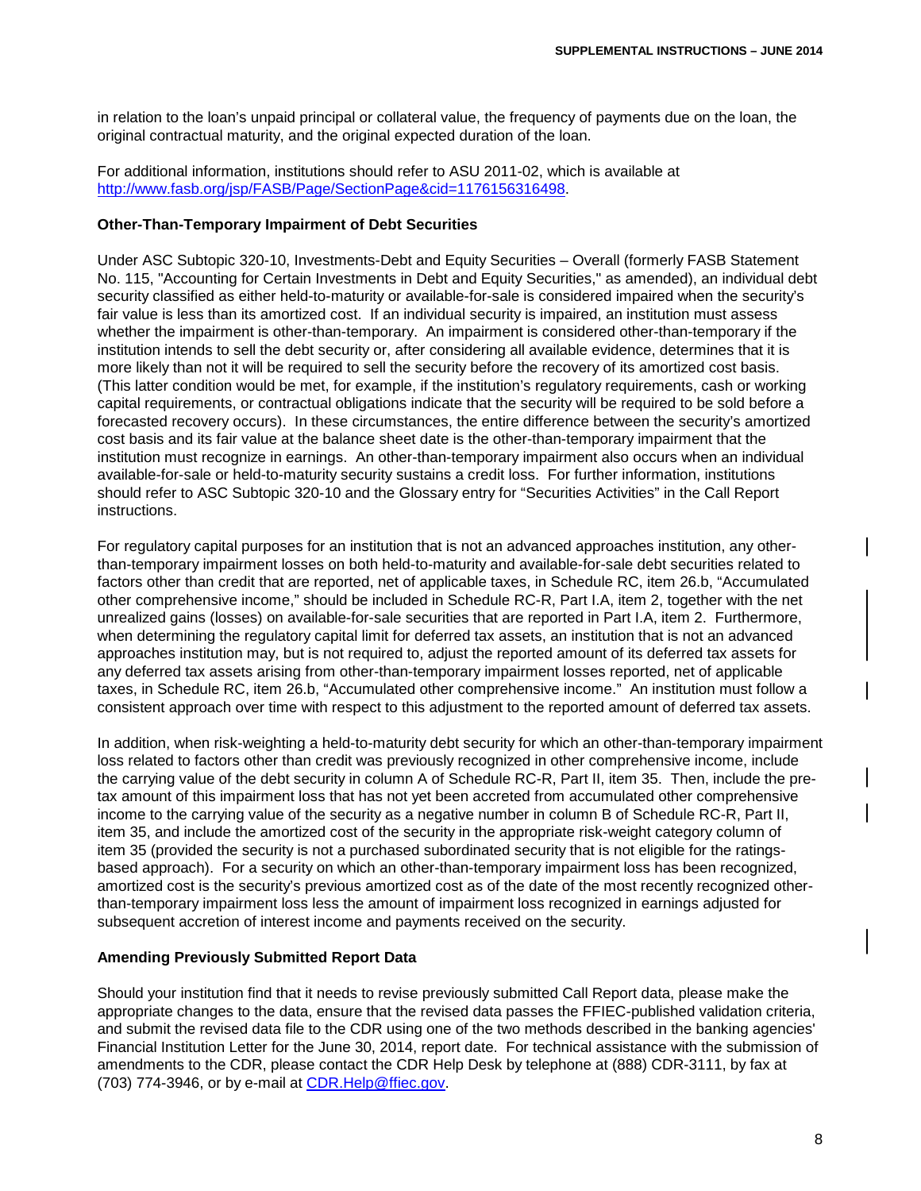in relation to the loan's unpaid principal or collateral value, the frequency of payments due on the loan, the original contractual maturity, and the original expected duration of the loan.

For additional information, institutions should refer to ASU 2011-02, which is available at http://www.fasb.org/jsp/FASB/Page/SectionPage&cid=1176156316498.

**Other-Than-Temporary Impairment of Debt Securities**

Under ASC Subtopic 320-10, Investments-Debt and Equity Securities – Overall (formerly FASB Statement No. 115, "Accounting for Certain Investments in Debt and Equity Securities," as amended), an individual debt security classified as either held-to-maturity or available-for-sale is considered impaired when the security's fair value is less than its amortized cost. If an individual security is impaired, an institution must assess whether the impairment is other-than-temporary. An impairment is considered other-than-temporary if the institution intends to sell the debt security or, after considering all available evidence, determines that it is more likely than not it will be required to sell the security before the recovery of its amortized cost basis. (This latter condition would be met, for example, if the institution's regulatory requirements, cash or working capital requirements, or contractual obligations indicate that the security will be required to be sold before a forecasted recovery occurs). In these circumstances, the entire difference between the security's amortized cost basis and its fair value at the balance sheet date is the other-than-temporary impairment that the institution must recognize in earnings. An other-than-temporary impairment also occurs when an individual available-for-sale or held-to-maturity security sustains a credit loss. For further information, institutions should refer to ASC Subtopic 320-10 and the Glossary entry for "Securities Activities" in the Call Report instructions.

For regulatory capital purposes for an institution that is not an advanced approaches institution, any other-than-temporary impairment losses on both held-to-maturity and available-for-sale debt securities related to factors other than credit that are reported, net of applicable taxes, in Schedule RC, item 26.b, "Accumulated other comprehensive income," should be included in Schedule RC-R, Part I.A, item 2, together with the net unrealized gains (losses) on available-for-sale securities that are reported in Part I.A, item 2. Furthermore, when determining the regulatory capital limit for deferred tax assets, an institution that is not an advanced approaches institution may, but is not required to, adjust the reported amount of its deferred tax assets for any deferred tax assets arising from other-than-temporary impairment losses reported, net of applicable taxes, in Schedule RC, item 26.b, "Accumulated other comprehensive income." An institution must follow a consistent approach over time with respect to this adjustment to the reported amount of deferred tax assets.

In addition, when risk-weighting a held-to-maturity debt security for which an other-than-temporary impairment loss related to factors other than credit was previously recognized in other comprehensive income, include the carrying value of the debt security in column A of Schedule RC-R, Part II, item 35. Then, include the pre-tax amount of this impairment loss that has not yet been accreted from accumulated other comprehensive income to the carrying value of the security as a negative number in column B of Schedule RC-R, Part II, item 35, and include the amortized cost of the security in the appropriate risk-weight category column of item 35 (provided the security is not a purchased subordinated security that is not eligible for the ratings-based approach). For a security on which an other-than-temporary impairment loss has been recognized, amortized cost is the security's previous amortized cost as of the date of the most recently recognized other-than-temporary impairment loss less the amount of impairment loss recognized in earnings adjusted for subsequent accretion of interest income and payments received on the security.

**Amending Previously Submitted Report Data**

Should your institution find that it needs to revise previously submitted Call Report data, please make the appropriate changes to the data, ensure that the revised data passes the FFIEC-published validation criteria, and submit the revised data file to the CDR using one of the two methods described in the banking agencies' Financial Institution Letter for the June 30, 2014, report date. For technical assistance with the submission of amendments to the CDR, please contact the CDR Help Desk by telephone at (888) CDR-3111, by fax at (703) 774-3946, or by e-mail at CDR.Help@ffiec.gov.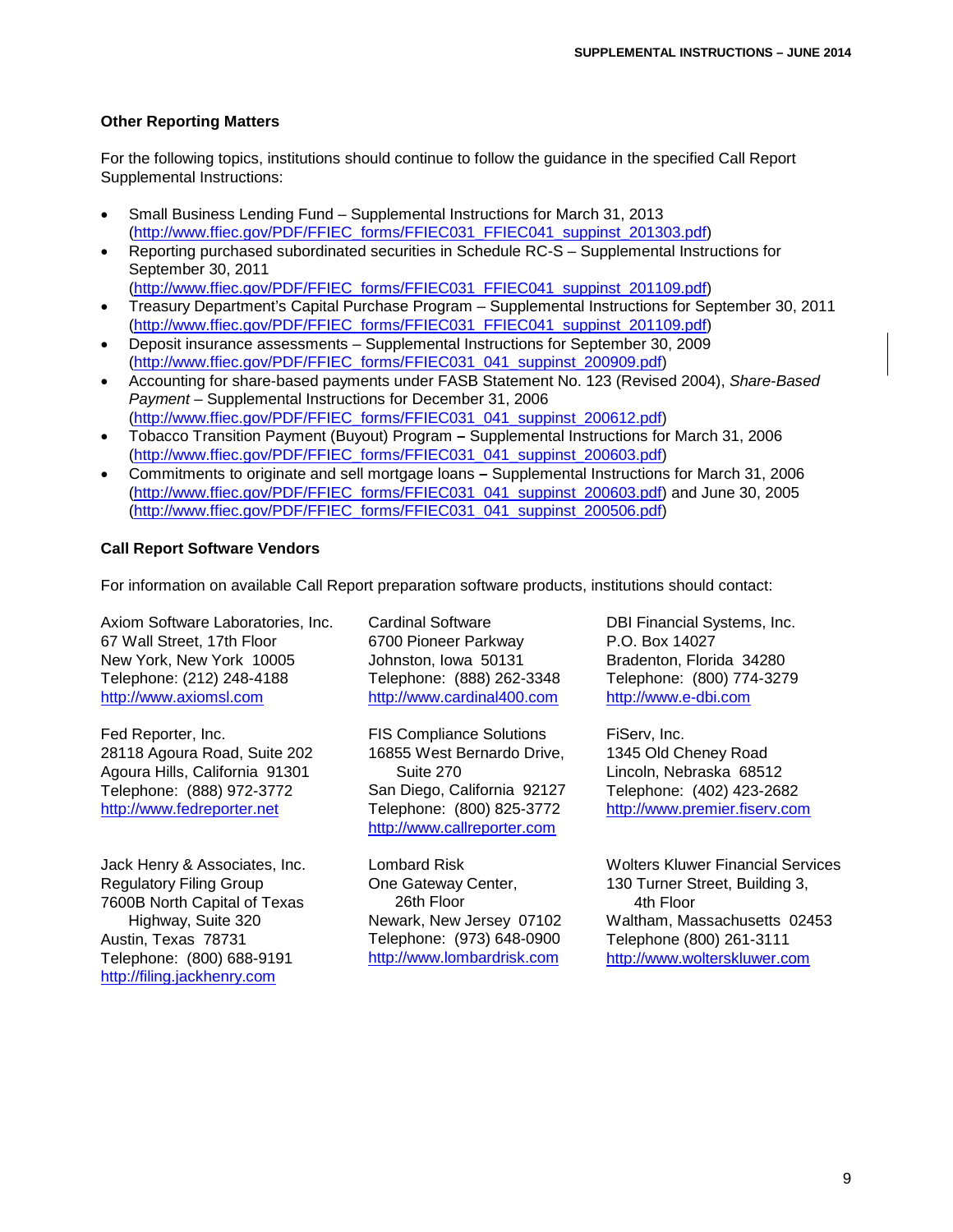### Other Reporting Matters

For the following topics, institutions should continue to follow the guidance in the specified Call Report Supplemental Instructions:

- Small Business Lending Fund – Supplemental Instructions for March 31, 2013 (http://www.ffiec.gov/PDF/FFIEC_forms/FFIEC031_FFIEC041_suppinst_201303.pdf)
- Reporting purchased subordinated securities in Schedule RC-S – Supplemental Instructions for September 30, 2011 (http://www.ffiec.gov/PDF/FFIEC_forms/FFIEC031_FFIEC041_suppinst_201109.pdf)
- Treasury Department's Capital Purchase Program – Supplemental Instructions for September 30, 2011 (http://www.ffiec.gov/PDF/FFIEC_forms/FFIEC031_FFIEC041_suppinst_201109.pdf)
- Deposit insurance assessments – Supplemental Instructions for September 30, 2009 (http://www.ffiec.gov/PDF/FFIEC_forms/FFIEC031_041_suppinst_200909.pdf)
- Accounting for share-based payments under FASB Statement No. 123 (Revised 2004), *Share-Based Payment* – Supplemental Instructions for December 31, 2006 (http://www.ffiec.gov/PDF/FFIEC_forms/FFIEC031_041_suppinst_200612.pdf)
- Tobacco Transition Payment (Buyout) Program **–** Supplemental Instructions for March 31, 2006 (http://www.ffiec.gov/PDF/FFIEC_forms/FFIEC031_041_suppinst_200603.pdf)
- Commitments to originate and sell mortgage loans **–** Supplemental Instructions for March 31, 2006 (http://www.ffiec.gov/PDF/FFIEC_forms/FFIEC031_041_suppinst_200603.pdf) and June 30, 2005 (http://www.ffiec.gov/PDF/FFIEC_forms/FFIEC031_041_suppinst_200506.pdf)

### Call Report Software Vendors

For information on available Call Report preparation software products, institutions should contact:

Axiom Software Laboratories, Inc.
67 Wall Street, 17th Floor
New York, New York 10005
Telephone: (212) 248-4188
http://www.axiomsl.com

Cardinal Software
6700 Pioneer Parkway
Johnston, Iowa 50131
Telephone: (888) 262-3348
http://www.cardinal400.com

DBI Financial Systems, Inc.
P.O. Box 14027
Bradenton, Florida 34280
Telephone: (800) 774-3279
http://www.e-dbi.com

Fed Reporter, Inc.
28118 Agoura Road, Suite 202
Agoura Hills, California 91301
Telephone: (888) 972-3772
http://www.fedreporter.net

FIS Compliance Solutions
16855 West Bernardo Drive, Suite 270
San Diego, California 92127
Telephone: (800) 825-3772
http://www.callreporter.com

FiServ, Inc.
1345 Old Cheney Road
Lincoln, Nebraska 68512
Telephone: (402) 423-2682
http://www.premier.fiserv.com

Jack Henry & Associates, Inc.
Regulatory Filing Group
7600B North Capital of Texas Highway, Suite 320
Austin, Texas 78731
Telephone: (800) 688-9191
http://filing.jackhenry.com

Lombard Risk
One Gateway Center, 26th Floor
Newark, New Jersey 07102
Telephone: (973) 648-0900
http://www.lombardrisk.com

Wolters Kluwer Financial Services
130 Turner Street, Building 3, 4th Floor
Waltham, Massachusetts 02453
Telephone (800) 261-3111
http://www.wolterskluwer.com